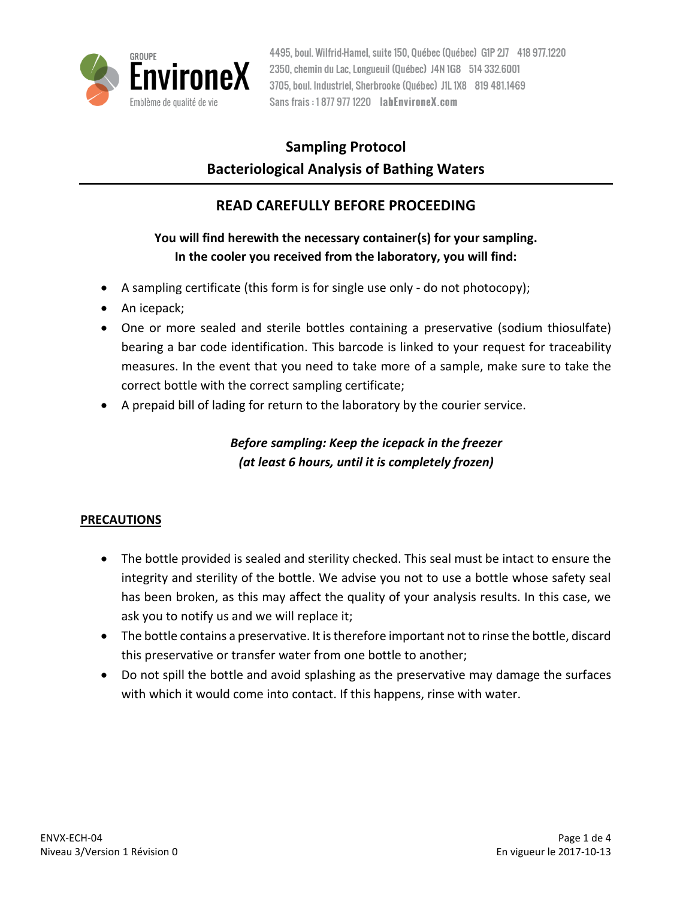GROUPE EnvironeX
Emblème de qualité de vie

4495, boul. Wilfrid-Hamel, suite 150, Québec (Québec) G1P 2J7 418 977.1220
2350, chemin du Lac, Longueuil (Québec) J4N 1G8 514 332.6001
3705, boul. Industriel, Sherbrooke (Québec) J1L 1X8 819 481.1469
Sans frais : 1 877 977 1220 labEnvironeX.com

# Sampling Protocol
# Bacteriological Analysis of Bathing Waters

## READ CAREFULLY BEFORE PROCEEDING

**You will find herewith the necessary container(s) for your sampling.**
**In the cooler you received from the laboratory, you will find:**

- A sampling certificate (this form is for single use only - do not photocopy);
- An icepack;
- One or more sealed and sterile bottles containing a preservative (sodium thiosulfate) bearing a bar code identification. This barcode is linked to your request for traceability measures. In the event that you need to take more of a sample, make sure to take the correct bottle with the correct sampling certificate;
- A prepaid bill of lading for return to the laboratory by the courier service.

***Before sampling: Keep the icepack in the freezer***
***(at least 6 hours, until it is completely frozen)***

## PRECAUTIONS

- The bottle provided is sealed and sterility checked. This seal must be intact to ensure the integrity and sterility of the bottle. We advise you not to use a bottle whose safety seal has been broken, as this may affect the quality of your analysis results. In this case, we ask you to notify us and we will replace it;
- The bottle contains a preservative. It is therefore important not to rinse the bottle, discard this preservative or transfer water from one bottle to another;
- Do not spill the bottle and avoid splashing as the preservative may damage the surfaces with which it would come into contact. If this happens, rinse with water.

ENVX-ECH-04
Niveau 3/Version 1 Révision 0
En vigueur le 2017-10-13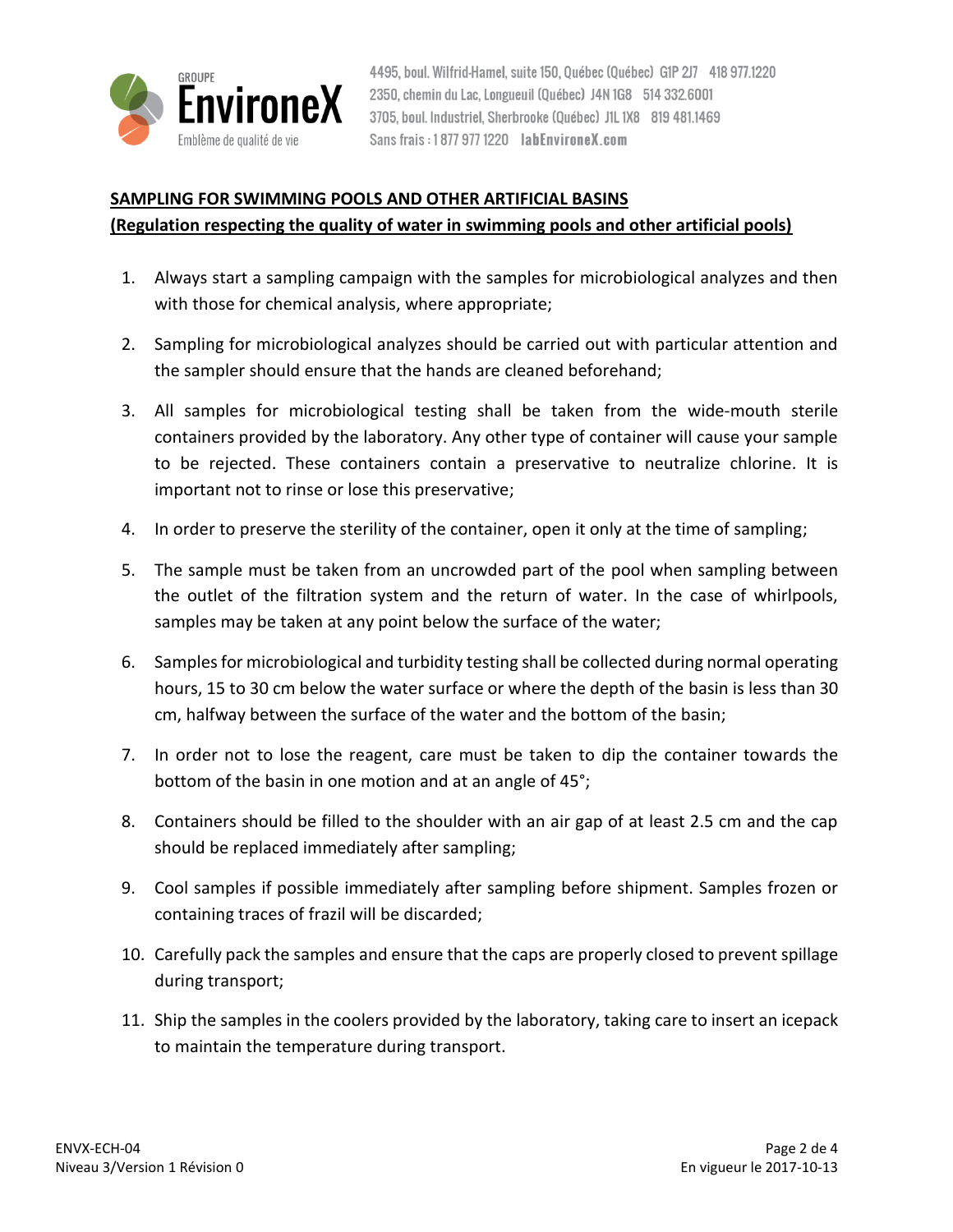**SAMPLING FOR SWIMMING POOLS AND OTHER ARTIFICIAL BASINS**
**(Regulation respecting the quality of water in swimming pools and other artificial pools)**

1. Always start a sampling campaign with the samples for microbiological analyzes and then with those for chemical analysis, where appropriate;
2. Sampling for microbiological analyzes should be carried out with particular attention and the sampler should ensure that the hands are cleaned beforehand;
3. All samples for microbiological testing shall be taken from the wide-mouth sterile containers provided by the laboratory. Any other type of container will cause your sample to be rejected. These containers contain a preservative to neutralize chlorine. It is important not to rinse or lose this preservative;
4. In order to preserve the sterility of the container, open it only at the time of sampling;
5. The sample must be taken from an uncrowded part of the pool when sampling between the outlet of the filtration system and the return of water. In the case of whirlpools, samples may be taken at any point below the surface of the water;
6. Samples for microbiological and turbidity testing shall be collected during normal operating hours, 15 to 30 cm below the water surface or where the depth of the basin is less than 30 cm, halfway between the surface of the water and the bottom of the basin;
7. In order not to lose the reagent, care must be taken to dip the container towards the bottom of the basin in one motion and at an angle of 45°;
8. Containers should be filled to the shoulder with an air gap of at least 2.5 cm and the cap should be replaced immediately after sampling;
9. Cool samples if possible immediately after sampling before shipment. Samples frozen or containing traces of frazil will be discarded;
10. Carefully pack the samples and ensure that the caps are properly closed to prevent spillage during transport;
11. Ship the samples in the coolers provided by the laboratory, taking care to insert an icepack to maintain the temperature during transport.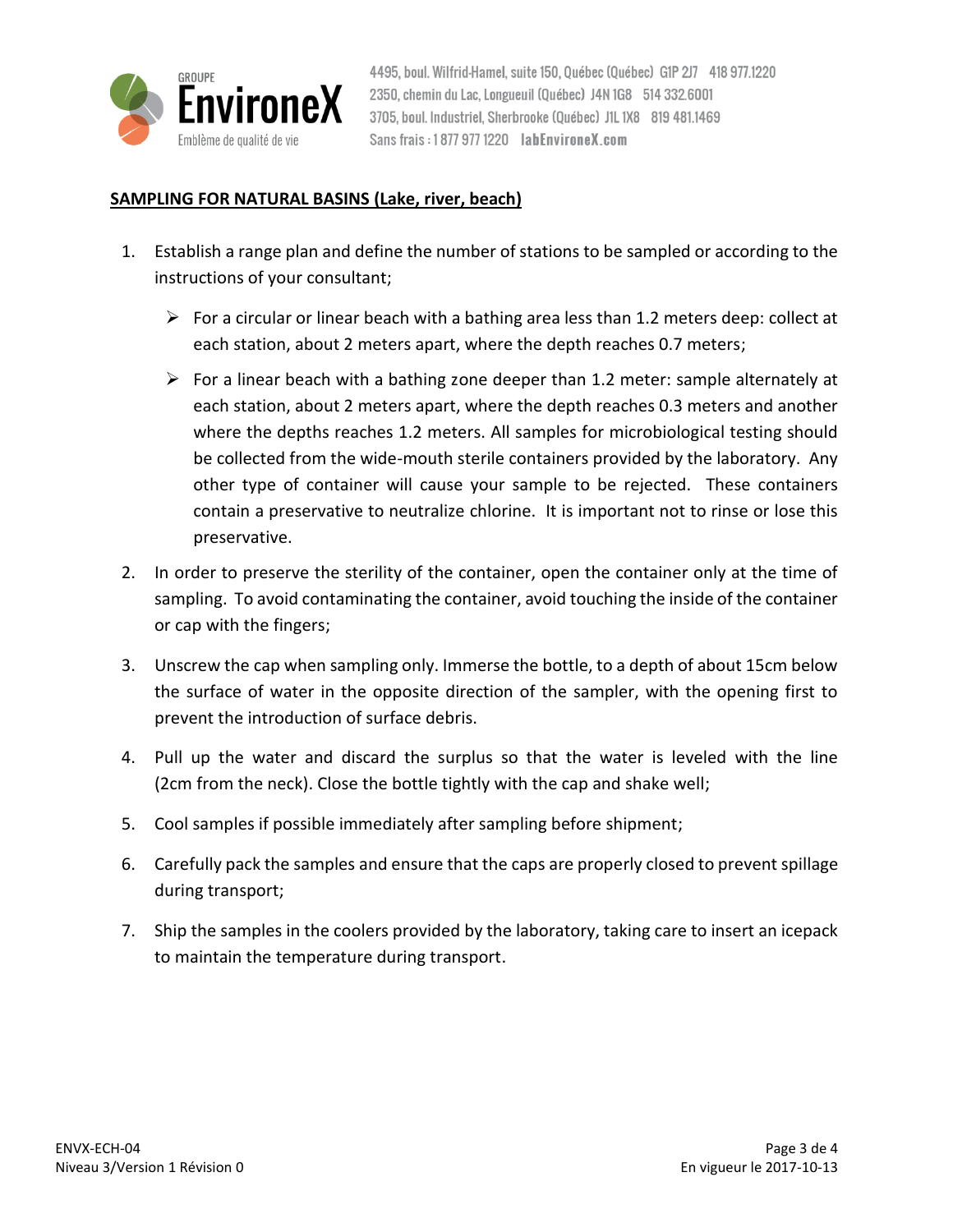## SAMPLING FOR NATURAL BASINS (Lake, river, beach)

1. Establish a range plan and define the number of stations to be sampled or according to the instructions of your consultant;
   - For a circular or linear beach with a bathing area less than 1.2 meters deep: collect at each station, about 2 meters apart, where the depth reaches 0.7 meters;
   - For a linear beach with a bathing zone deeper than 1.2 meter: sample alternately at each station, about 2 meters apart, where the depth reaches 0.3 meters and another where the depths reaches 1.2 meters. All samples for microbiological testing should be collected from the wide-mouth sterile containers provided by the laboratory. Any other type of container will cause your sample to be rejected. These containers contain a preservative to neutralize chlorine. It is important not to rinse or lose this preservative.
2. In order to preserve the sterility of the container, open the container only at the time of sampling. To avoid contaminating the container, avoid touching the inside of the container or cap with the fingers;
3. Unscrew the cap when sampling only. Immerse the bottle, to a depth of about 15cm below the surface of water in the opposite direction of the sampler, with the opening first to prevent the introduction of surface debris.
4. Pull up the water and discard the surplus so that the water is leveled with the line (2cm from the neck). Close the bottle tightly with the cap and shake well;
5. Cool samples if possible immediately after sampling before shipment;
6. Carefully pack the samples and ensure that the caps are properly closed to prevent spillage during transport;
7. Ship the samples in the coolers provided by the laboratory, taking care to insert an icepack to maintain the temperature during transport.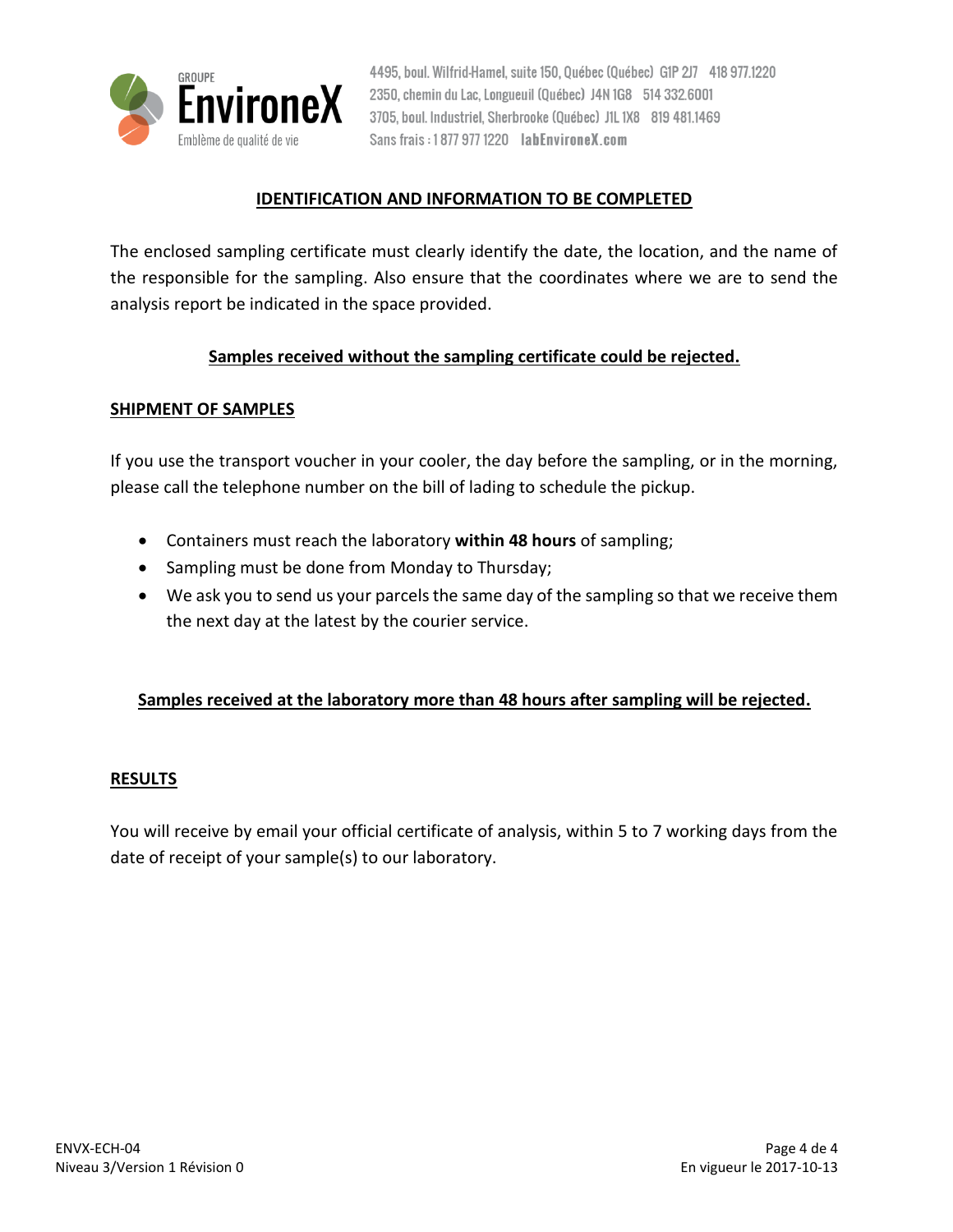## IDENTIFICATION AND INFORMATION TO BE COMPLETED

The enclosed sampling certificate must clearly identify the date, the location, and the name of the responsible for the sampling. Also ensure that the coordinates where we are to send the analysis report be indicated in the space provided.

**Samples received without the sampling certificate could be rejected.**

## SHIPMENT OF SAMPLES

If you use the transport voucher in your cooler, the day before the sampling, or in the morning, please call the telephone number on the bill of lading to schedule the pickup.

- Containers must reach the laboratory **within 48 hours** of sampling;
- Sampling must be done from Monday to Thursday;
- We ask you to send us your parcels the same day of the sampling so that we receive them the next day at the latest by the courier service.

**Samples received at the laboratory more than 48 hours after sampling will be rejected.**

## RESULTS

You will receive by email your official certificate of analysis, within 5 to 7 working days from the date of receipt of your sample(s) to our laboratory.